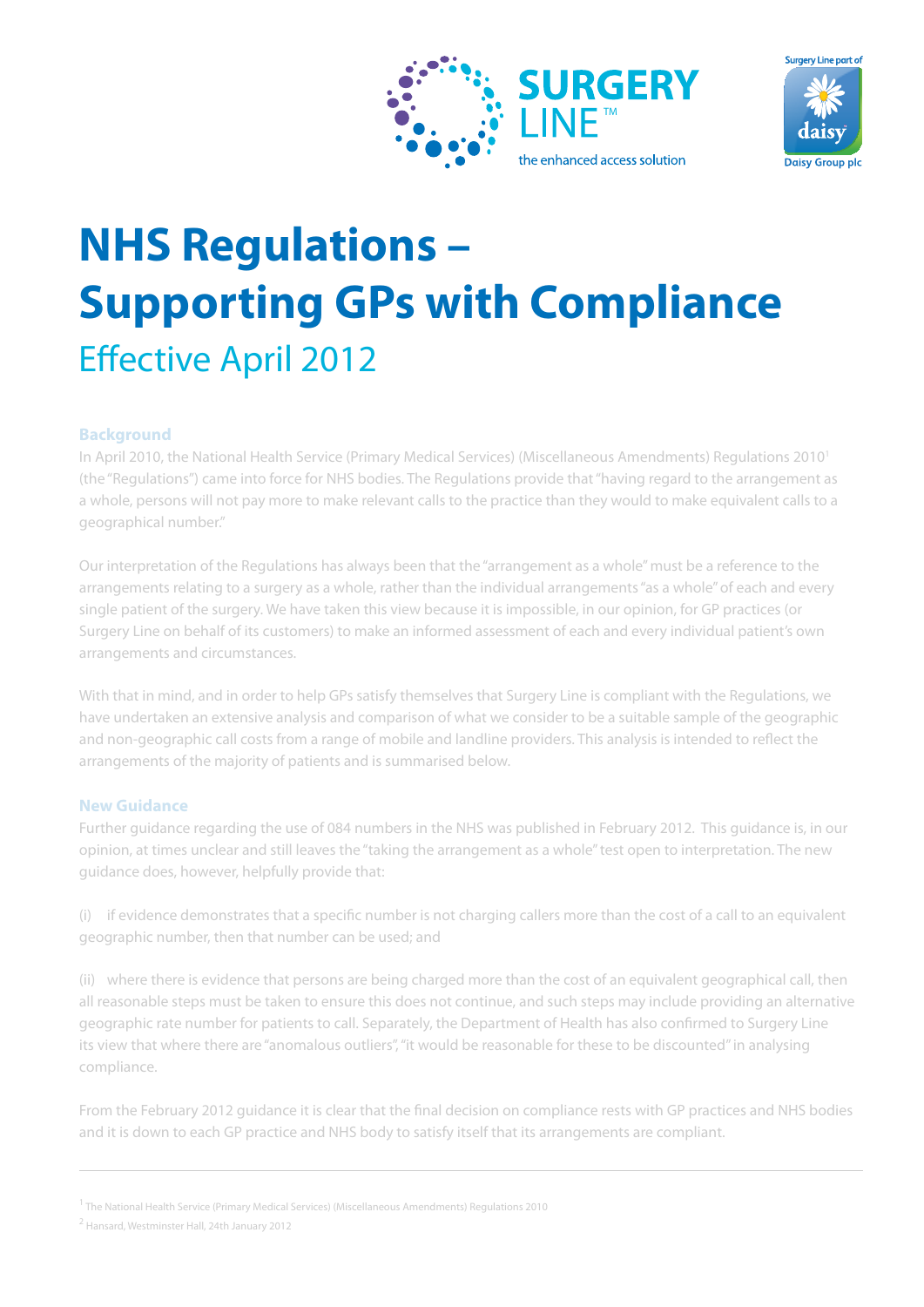SURGERY LINE™

the enhanced access solution

Surgery Line part of daisy Daisy Group plc

# NHS Regulations – Supporting GPs with Compliance

## Effective April 2012

### Background

In April 2010, the National Health Service (Primary Medical Services) (Miscellaneous Amendments) Regulations 2010[1] (the "Regulations") came into force for NHS bodies. The Regulations provide that "having regard to the arrangement as a whole, persons will not pay more to make relevant calls to the practice than they would to make equivalent calls to a geographical number."

Our interpretation of the Regulations has always been that the "arrangement as a whole" must be a reference to the arrangements relating to a surgery as a whole, rather than the individual arrangements "as a whole" of each and every single patient of the surgery. We have taken this view because it is impossible, in our opinion, for GP practices (or Surgery Line on behalf of its customers) to make an informed assessment of each and every individual patient's own arrangements and circumstances.

With that in mind, and in order to help GPs satisfy themselves that Surgery Line is compliant with the Regulations, we have undertaken an extensive analysis and comparison of what we consider to be a suitable sample of the geographic and non-geographic call costs from a range of mobile and landline providers. This analysis is intended to reflect the arrangements of the majority of patients and is summarised below.

### New Guidance

Further guidance regarding the use of 084 numbers in the NHS was published in February 2012. This guidance is, in our opinion, at times unclear and still leaves the "taking the arrangement as a whole" test open to interpretation. The new guidance does, however, helpfully provide that:

(i) if evidence demonstrates that a specific number is not charging callers more than the cost of a call to an equivalent geographic number, then that number can be used; and

(ii) where there is evidence that persons are being charged more than the cost of an equivalent geographical call, then all reasonable steps must be taken to ensure this does not continue, and such steps may include providing an alternative geographic rate number for patients to call. Separately, the Department of Health has also confirmed to Surgery Line its view that where there are "anomalous outliers", "it would be reasonable for these to be discounted" in analysing compliance.

From the February 2012 guidance it is clear that the final decision on compliance rests with GP practices and NHS bodies and it is down to each GP practice and NHS body to satisfy itself that its arrangements are compliant.

---

[1] The National Health Service (Primary Medical Services) (Miscellaneous Amendments) Regulations 2010

[2] Hansard, Westminster Hall, 24th January 2012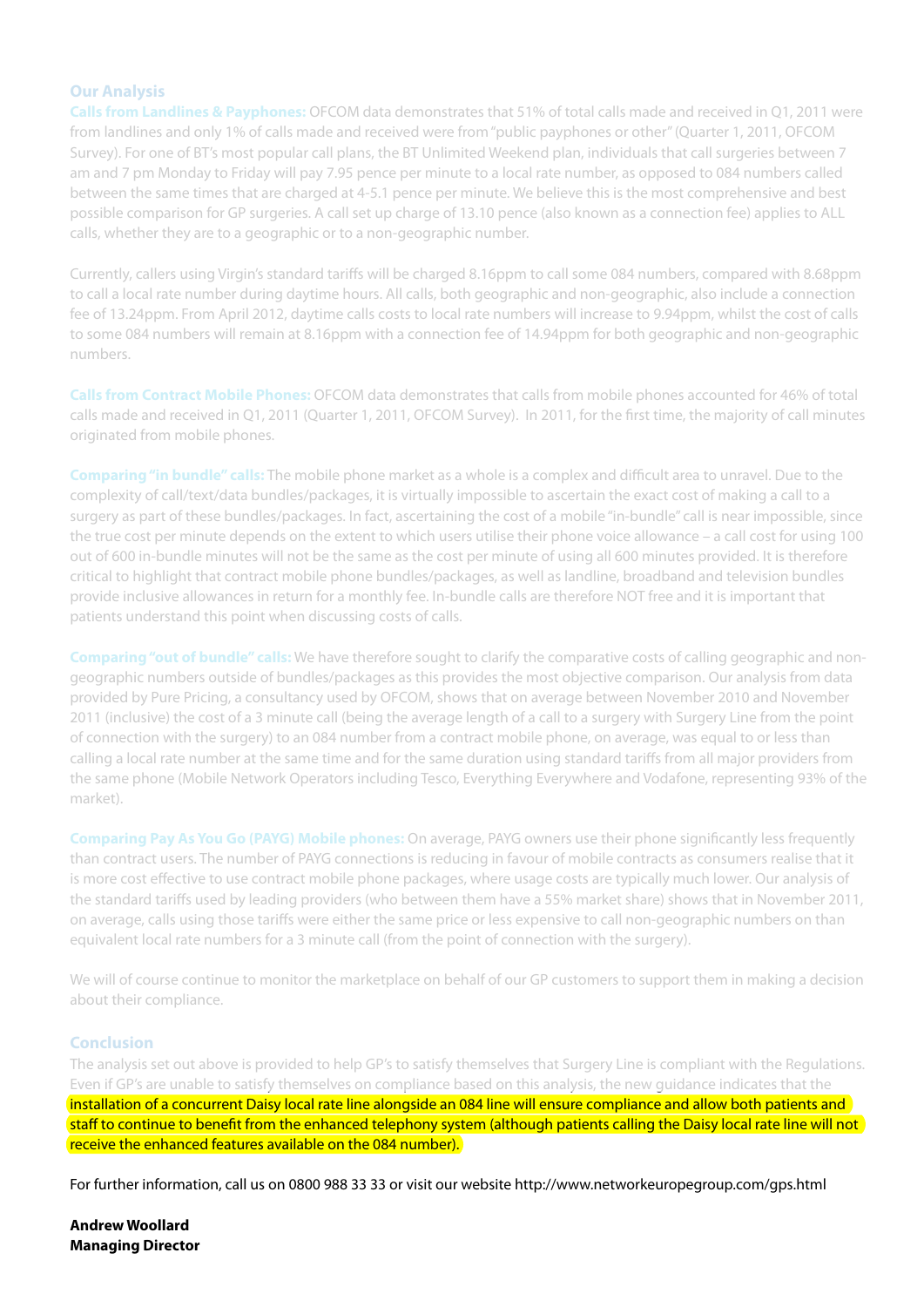## Our Analysis

**Calls from Landlines & Payphones:** OFCOM data demonstrates that 51% of total calls made and received in Q1, 2011 were from landlines and only 1% of calls made and received were from "public payphones or other" (Quarter 1, 2011, OFCOM Survey). For one of BT's most popular call plans, the BT Unlimited Weekend plan, individuals that call surgeries between 7 am and 7 pm Monday to Friday will pay 7.95 pence per minute to a local rate number, as opposed to 084 numbers called between the same times that are charged at 4-5.1 pence per minute. We believe this is the most comprehensive and best possible comparison for GP surgeries. A call set up charge of 13.10 pence (also known as a connection fee) applies to ALL calls, whether they are to a geographic or to a non-geographic number.

Currently, callers using Virgin's standard tariffs will be charged 8.16ppm to call some 084 numbers, compared with 8.68ppm to call a local rate number during daytime hours. All calls, both geographic and non-geographic, also include a connection fee of 13.24ppm. From April 2012, daytime calls costs to local rate numbers will increase to 9.94ppm, whilst the cost of calls to some 084 numbers will remain at 8.16ppm with a connection fee of 14.94ppm for both geographic and non-geographic numbers.

**Calls from Contract Mobile Phones:** OFCOM data demonstrates that calls from mobile phones accounted for 46% of total calls made and received in Q1, 2011 (Quarter 1, 2011, OFCOM Survey). In 2011, for the first time, the majority of call minutes originated from mobile phones.

**Comparing "in bundle" calls:** The mobile phone market as a whole is a complex and difficult area to unravel. Due to the complexity of call/text/data bundles/packages, it is virtually impossible to ascertain the exact cost of making a call to a surgery as part of these bundles/packages. In fact, ascertaining the cost of a mobile "in-bundle" call is near impossible, since the true cost per minute depends on the extent to which users utilise their phone voice allowance – a call cost for using 100 out of 600 in-bundle minutes will not be the same as the cost per minute of using all 600 minutes provided. It is therefore critical to highlight that contract mobile phone bundles/packages, as well as landline, broadband and television bundles provide inclusive allowances in return for a monthly fee. In-bundle calls are therefore NOT free and it is important that patients understand this point when discussing costs of calls.

**Comparing "out of bundle" calls:** We have therefore sought to clarify the comparative costs of calling geographic and non-geographic numbers outside of bundles/packages as this provides the most objective comparison. Our analysis from data provided by Pure Pricing, a consultancy used by OFCOM, shows that on average between November 2010 and November 2011 (inclusive) the cost of a 3 minute call (being the average length of a call to a surgery with Surgery Line from the point of connection with the surgery) to an 084 number from a contract mobile phone, on average, was equal to or less than calling a local rate number at the same time and for the same duration using standard tariffs from all major providers from the same phone (Mobile Network Operators including Tesco, Everything Everywhere and Vodafone, representing 93% of the market).

**Comparing Pay As You Go (PAYG) Mobile phones:** On average, PAYG owners use their phone significantly less frequently than contract users. The number of PAYG connections is reducing in favour of mobile contracts as consumers realise that it is more cost effective to use contract mobile phone packages, where usage costs are typically much lower. Our analysis of the standard tariffs used by leading providers (who between them have a 55% market share) shows that in November 2011, on average, calls using those tariffs were either the same price or less expensive to call non-geographic numbers on than equivalent local rate numbers for a 3 minute call (from the point of connection with the surgery).

We will of course continue to monitor the marketplace on behalf of our GP customers to support them in making a decision about their compliance.

## Conclusion

The analysis set out above is provided to help GP's to satisfy themselves that Surgery Line is compliant with the Regulations. Even if GP's are unable to satisfy themselves on compliance based on this analysis, the new guidance indicates that the installation of a concurrent Daisy local rate line alongside an 084 line will ensure compliance and allow both patients and staff to continue to benefit from the enhanced telephony system (although patients calling the Daisy local rate line will not receive the enhanced features available on the 084 number).

For further information, call us on 0800 988 33 33 or visit our website http://www.networkeuropegroup.com/gps.html

**Andrew Woollard**
**Managing Director**